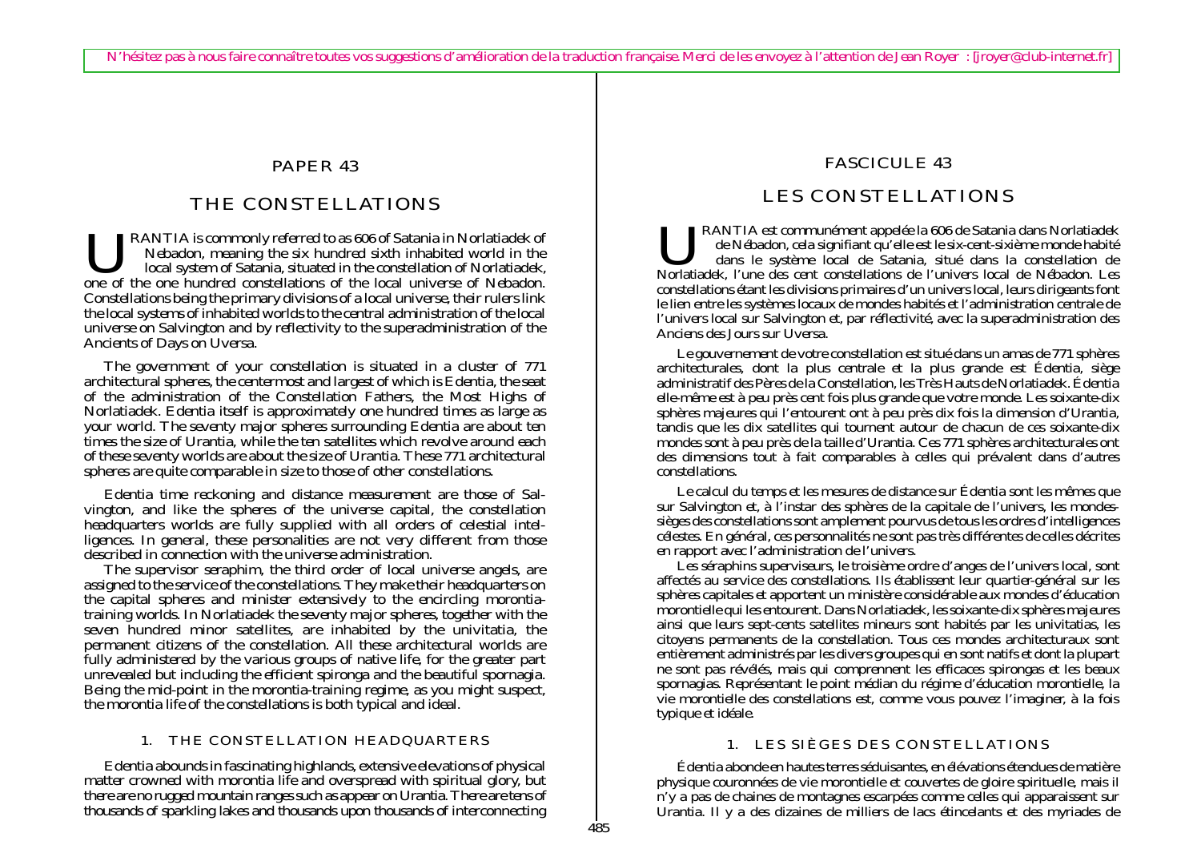N'hésitez pas à nous faire connaître toutes vos suggestions d'amélioration de la traduction française. Merci de les envoyez à l'attention de Jean Royer : [jroyer@club-internet.fr]

# PAPER 43

# THE CONSTELLATIONS

URANTIA is commonly referred to as 606 of Satania in Norlatiadek of Nebadon, meaning the six hundred sixth inhabited world in the local system of Satania, situated in the constellation of Norlatiadek, one of the one hundred constellations of the local universe of Nebadon. Constellations being the primary divisions of a local universe, their rulers link the local systems of inhabited worlds to the central administration of the local universe on Salvington and by reflectivity to the superadministration of the Ancients of Days on Uversa.

The government of your constellation is situated in a cluster of 771 architectural spheres, the centermost and largest of which is Edentia, the seat of the administration of the Constellation Fathers, the Most Highs of Norlatiadek. Edentia itself is approximately one hundred times as large as your world. The seventy major spheres surrounding Edentia are about ten times the size of Urantia, while the ten satellites which revolve around each of these seventy worlds are about the size of Urantia. These 771 architectural spheres are quite comparable in size to those of other constellations.

Edentia time reckoning and distance measurement are those of Salvington, and like the spheres of the universe capital, the constellation headquarters worlds are fully supplied with all orders of celestial intelligences. In general, these personalities are not very different from those described in connection with the universe administration.

The supervisor seraphim, the third order of local universe angels, are assigned to the service of the constellations. They make their headquarters on the capital spheres and minister extensively to the encircling morontia-training worlds. In Norlatiadek the seventy major spheres, together with the seven hundred minor satellites, are inhabited by the univitatia, the permanent citizens of the constellation. All these architectural worlds are fully administered by the various groups of native life, for the greater part unrevealed but including the efficient spironga and the beautiful spornagia. Being the mid-point in the morontia-training regime, as you might suspect, the morontia life of the constellations is both typical and ideal.

## 1. THE CONSTELLATION HEADQUARTERS

Edentia abounds in fascinating highlands, extensive elevations of physical matter crowned with morontia life and overspread with spiritual glory, but there are no rugged mountain ranges such as appear on Urantia. There are tens of thousands of sparkling lakes and thousands upon thousands of interconnecting

# FASCICULE 43

# LES CONSTELLATIONS

URANTIA est communément appelée la 606 de Satania dans Norlatiadek de Nébadon, cela signifiant qu'elle est le six-cent-sixième monde habité dans le système local de Satania, situé dans la constellation de Norlatiadek, l'une des cent constellations de l'univers local de Nébadon. Les constellations étant les divisions primaires d'un univers local, leurs dirigeants font le lien entre les systèmes locaux de mondes habités et l'administration centrale de l'univers local sur Salvington et, par réflectivité, avec la superadministration des Anciens des Jours sur Uversa.

Le gouvernement de votre constellation est situé dans un amas de 771 sphères architecturales, dont la plus centrale et la plus grande est Édentia, siège administratif des Pères de la Constellation, les Très Hauts de Norlatiadek. Édentia elle-même est à peu près cent fois plus grande que votre monde. Les soixante-dix sphères majeures qui l'entourent ont à peu près dix fois la dimension d'Urantia, tandis que les dix satellites qui tournent autour de chacun de ces soixante-dix mondes sont à peu près de la taille d'Urantia. Ces 771 sphères architecturales ont des dimensions tout à fait comparables à celles qui prévalent dans d'autres constellations.

Le calcul du temps et les mesures de distance sur Édentia sont les mêmes que sur Salvington et, à l'instar des sphères de la capitale de l'univers, les mondes-sièges des constellations sont amplement pourvus de tous les ordres d'intelligences célestes. En général, ces personnalités ne sont pas très différentes de celles décrites en rapport avec l'administration de l'univers.

Les séraphins superviseurs, le troisième ordre d'anges de l'univers local, sont affectés au service des constellations. Ils établissent leur quartier-général sur les sphères capitales et apportent un ministère considérable aux mondes d'éducation morontielle qui les entourent. Dans Norlatiadek, les soixante-dix sphères majeures ainsi que leurs sept-cents satellites mineurs sont habités par les univitatias, les citoyens permanents de la constellation. Tous ces mondes architecturaux sont entièrement administrés par les divers groupes qui en sont natifs et dont la plupart ne sont pas révélés, mais qui comprennent les efficaces spirongas et les beaux spornagias. Représentant le point médian du régime d'éducation morontielle, la vie morontielle des constellations est, comme vous pouvez l'imaginer, à la fois typique et idéale.

## 1. LES SIÈGES DES CONSTELLATIONS

Édentia abonde en hautes terres séduisantes, en élévations étendues de matière physique couronnées de vie morontielle et couvertes de gloire spirituelle, mais il n'y a pas de chaines de montagnes escarpées comme celles qui apparaissent sur Urantia. Il y a des dizaines de milliers de lacs étincelants et des myriades de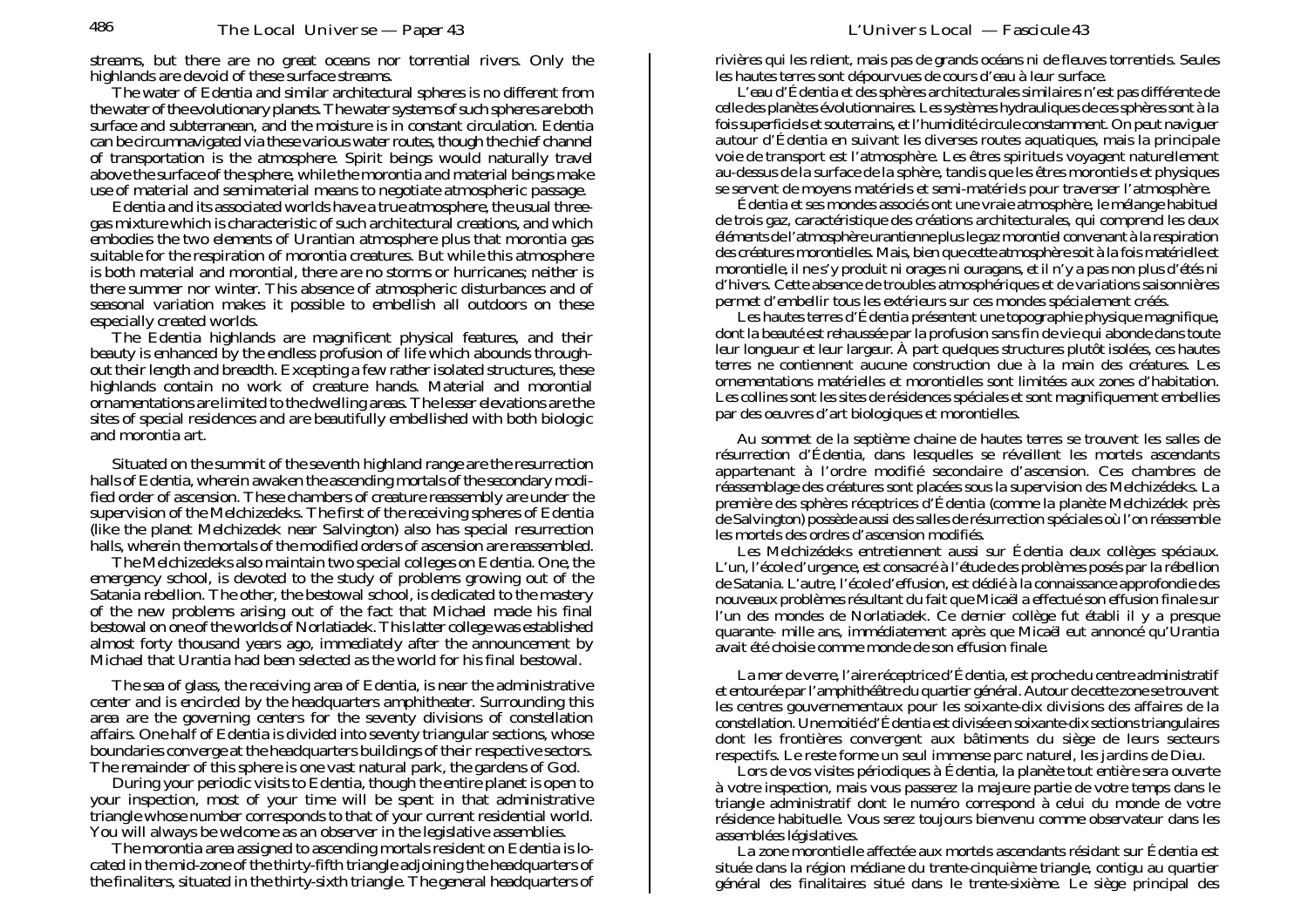streams, but there are no great oceans nor torrential rivers. Only the highlands are devoid of these surface streams.

The water of Edentia and similar architectural spheres is no different from the water of the evolutionary planets. The water systems of such spheres are both surface and subterranean, and the moisture is in constant circulation. Edentia can be circumnavigated via these various water routes, though the chief channel of transportation is the atmosphere. Spirit beings would naturally travel above the surface of the sphere, while the morontia and material beings make use of material and semimaterial means to negotiate atmospheric passage.

Edentia and its associated worlds have a true atmosphere, the usual three-gas mixture which is characteristic of such architectural creations, and which embodies the two elements of Urantian atmosphere plus that morontia gas suitable for the respiration of morontia creatures. But while this atmosphere is both material and morontial, there are no storms or hurricanes; neither is there summer nor winter. This absence of atmospheric disturbances and of seasonal variation makes it possible to embellish all outdoors on these especially created worlds.

The Edentia highlands are magnificent physical features, and their beauty is enhanced by the endless profusion of life which abounds throughout their length and breadth. Excepting a few rather isolated structures, these highlands contain no work of creature hands. Material and morontial ornamentations are limited to the dwelling areas. The lesser elevations are the sites of special residences and are beautifully embellished with both biologic and morontia art.

Situated on the summit of the seventh highland range are the resurrection halls of Edentia, wherein awaken the ascending mortals of the secondary modified order of ascension. These chambers of creature reassembly are under the supervision of the Melchizedeks. The first of the receiving spheres of Edentia (like the planet Melchizedek near Salvington) also has special resurrection halls, wherein the mortals of the modified orders of ascension are reassembled.

The Melchizedeks also maintain two special colleges on Edentia. One, the emergency school, is devoted to the study of problems growing out of the Satania rebellion. The other, the bestowal school, is dedicated to the mastery of the new problems arising out of the fact that Michael made his final bestowal on one of the worlds of Norlatiadek. This latter college was established almost forty thousand years ago, immediately after the announcement by Michael that Urantia had been selected as the world for his final bestowal.

The sea of glass, the receiving area of Edentia, is near the administrative center and is encircled by the headquarters amphitheater. Surrounding this area are the governing centers for the seventy divisions of constellation affairs. One half of Edentia is divided into seventy triangular sections, whose boundaries converge at the headquarters buildings of their respective sectors. The remainder of this sphere is one vast natural park, the gardens of God.

During your periodic visits to Edentia, though the entire planet is open to your inspection, most of your time will be spent in that administrative triangle whose number corresponds to that of your current residential world. You will always be welcome as an observer in the legislative assemblies.

The morontia area assigned to ascending mortals resident on Edentia is located in the mid-zone of the thirty-fifth triangle adjoining the headquarters of the finaliters, situated in the thirty-sixth triangle. The general headquarters of

rivières qui les relient, mais pas de grands océans ni de fleuves torrentiels. Seules les hautes terres sont dépourvues de cours d'eau à leur surface.

L'eau d'Édentia et des sphères architecturales similaires n'est pas différente de celle des planètes évolutionnaires. Les systèmes hydrauliques de ces sphères sont à la fois superficiels et souterrains, et l'humidité circule constamment. On peut naviguer autour d'Édentia en suivant les diverses routes aquatiques, mais la principale voie de transport est l'atmosphère. Les êtres spirituels voyagent naturellement au-dessus de la surface de la sphère, tandis que les êtres morontiels et physiques se servent de moyens matériels et semi-matériels pour traverser l'atmosphère.

Édentia et ses mondes associés ont une vraie atmosphère, le mélange habituel de trois gaz, caractéristique des créations architecturales, qui comprend les deux éléments de l'atmosphère urantienne plus le gaz morontiel convenant à la respiration des créatures morontielles. Mais, bien que cette atmosphère soit à la fois matérielle et morontielle, il ne s'y produit ni orages ni ouragans, et il n'y a pas non plus d'étés ni d'hivers. Cette absence de troubles atmosphériques et de variations saisonnières permet d'embellir tous les extérieurs sur ces mondes spécialement créés.

Les hautes terres d'Édentia présentent une topographie physique magnifique, dont la beauté est rehaussée par la profusion sans fin de vie qui abonde dans toute leur longueur et leur largeur. À part quelques structures plutôt isolées, ces hautes terres ne contiennent aucune construction due à la main des créatures. Les ornementations matérielles et morontielles sont limitées aux zones d'habitation. Les collines sont les sites de résidences spéciales et sont magnifiquement embellies par des oeuvres d'art biologiques et morontielles.

Au sommet de la septième chaine de hautes terres se trouvent les salles de résurrection d'Édentia, dans lesquelles se réveillent les mortels ascendants appartenant à l'ordre modifié secondaire d'ascension. Ces chambres de réassemblage des créatures sont placées sous la supervision des Melchizédeks. La première des sphères réceptrices d'Édentia (comme la planète Melchizédek près de Salvington) possède aussi des salles de résurrection spéciales où l'on réassemble les mortels des ordres d'ascension modifiés.

Les Melchizédeks entretiennent aussi sur Édentia deux collèges spéciaux. L'un, l'école d'urgence, est consacré à l'étude des problèmes posés par la rébellion de Satania. L'autre, l'école d'effusion, est dédié à la connaissance approfondie des nouveaux problèmes résultant du fait que Micaël a effectué son effusion finale sur l'un des mondes de Norlatiadek. Ce dernier collège fut établi il y a presque quarante- mille ans, immédiatement après que Micaël eut annoncé qu'Urantia avait été choisie comme monde de son effusion finale.

La mer de verre, l'aire réceptrice d'Édentia, est proche du centre administratif et entourée par l'amphithéâtre du quartier général. Autour de cette zone se trouvent les centres gouvernementaux pour les soixante-dix divisions des affaires de la constellation. Une moitié d'Édentia est divisée en soixante-dix sections triangulaires dont les frontières convergent aux bâtiments du siège de leurs secteurs respectifs. Le reste forme un seul immense parc naturel, les jardins de Dieu.

Lors de vos visites périodiques à Édentia, la planète tout entière sera ouverte à votre inspection, mais vous passerez la majeure partie de votre temps dans le triangle administratif dont le numéro correspond à celui du monde de votre résidence habituelle. Vous serez toujours bienvenu comme observateur dans les assemblées législatives.

La zone morontielle affectée aux mortels ascendants résidant sur Édentia est située dans la région médiane du trente-cinquième triangle, contigu au quartier général des finalitaires situé dans le trente-sixième. Le siège principal des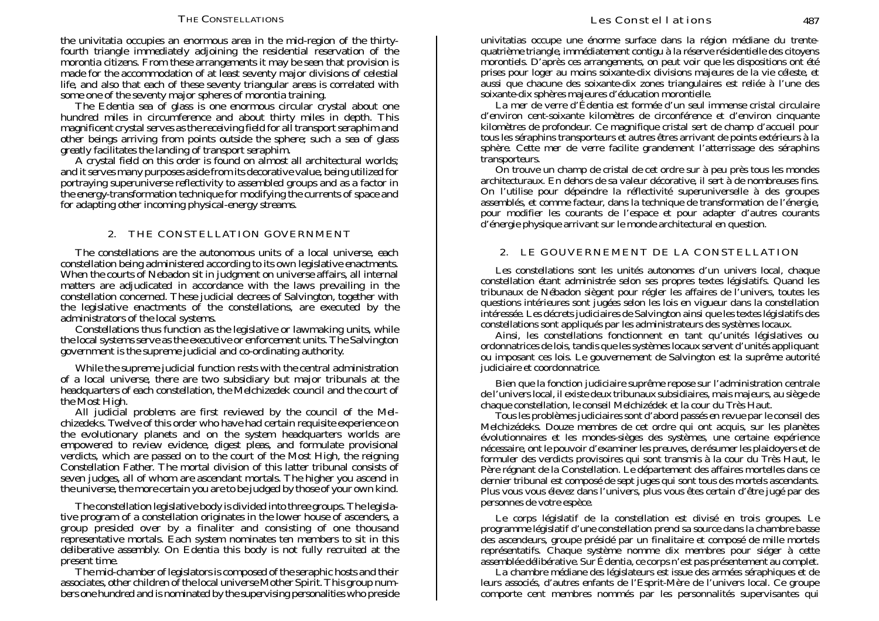the univitatia occupies an enormous area in the mid-region of the thirty-fourth triangle immediately adjoining the residential reservation of the morontia citizens. From these arrangements it may be seen that provision is made for the accommodation of at least seventy major divisions of celestial life, and also that each of these seventy triangular areas is correlated with some one of the seventy major spheres of morontia training.

The Edentia sea of glass is one enormous circular crystal about one hundred miles in circumference and about thirty miles in depth. This magnificent crystal serves as the receiving field for all transport seraphim and other beings arriving from points outside the sphere; such a sea of glass greatly facilitates the landing of transport seraphim.

A crystal field on this order is found on almost all architectural worlds; and it serves many purposes aside from its decorative value, being utilized for portraying superuniverse reflectivity to assembled groups and as a factor in the energy-transformation technique for modifying the currents of space and for adapting other incoming physical-energy streams.

## 2. THE CONSTELLATION GOVERNMENT

The constellations are the autonomous units of a local universe, each constellation being administered according to its own legislative enactments. When the courts of Nebadon sit in judgment on universe affairs, all internal matters are adjudicated in accordance with the laws prevailing in the constellation concerned. These judicial decrees of Salvington, together with the legislative enactments of the constellations, are executed by the administrators of the local systems.

Constellations thus function as the legislative or lawmaking units, while the local systems serve as the executive or enforcement units. The Salvington government is the supreme judicial and co-ordinating authority.

While the supreme judicial function rests with the central administration of a local universe, there are two subsidiary but major tribunals at the headquarters of each constellation, the Melchizedek council and the court of the Most High.

All judicial problems are first reviewed by the council of the Melchizedeks. Twelve of this order who have had certain requisite experience on the evolutionary planets and on the system headquarters worlds are empowered to review evidence, digest pleas, and formulate provisional verdicts, which are passed on to the court of the Most High, the reigning Constellation Father. The mortal division of this latter tribunal consists of seven judges, all of whom are ascendant mortals. The higher you ascend in the universe, the more certain you are to be judged by those of your own kind.

The constellation legislative body is divided into three groups. The legislative program of a constellation originates in the lower house of ascenders, a group presided over by a finaliter and consisting of one thousand representative mortals. Each system nominates ten members to sit in this deliberative assembly. On Edentia this body is not fully recruited at the present time.

The mid-chamber of legislators is composed of the seraphic hosts and their associates, other children of the local universe Mother Spirit. This group numbers one hundred and is nominated by the supervising personalities who preside

univitatias occupe une énorme surface dans la région médiane du trente-quatrième triangle, immédiatement contigu à la réserve résidentielle des citoyens morontiels. D'après ces arrangements, on peut voir que les dispositions ont été prises pour loger au moins soixante-dix divisions majeures de la vie céleste, et aussi que chacune des soixante-dix zones triangulaires est reliée à l'une des soixante-dix sphères majeures d'éducation morontielle.

La mer de verre d'Édentia est formée d'un seul immense cristal circulaire d'environ cent-soixante kilomètres de circonférence et d'environ cinquante kilomètres de profondeur. Ce magnifique cristal sert de champ d'accueil pour tous les séraphins transporteurs et autres êtres arrivant de points extérieurs à la sphère. Cette mer de verre facilite grandement l'atterrissage des séraphins transporteurs.

On trouve un champ de cristal de cet ordre sur à peu près tous les mondes architecturaux. En dehors de sa valeur décorative, il sert à de nombreuses fins. On l'utilise pour dépeindre la réflectivité superuniverselle à des groupes assemblés, et comme facteur, dans la technique de transformation de l'énergie, pour modifier les courants de l'espace et pour adapter d'autres courants d'énergie physique arrivant sur le monde architectural en question.

## 2. LE GOUVERNEMENT DE LA CONSTELLATION

Les constellations sont les unités autonomes d'un univers local, chaque constellation étant administrée selon ses propres textes législatifs. Quand les tribunaux de Nébadon siègent pour régler les affaires de l'univers, toutes les questions intérieures sont jugées selon les lois en vigueur dans la constellation intéressée. Les décrets judiciaires de Salvington ainsi que les textes législatifs des constellations sont appliqués par les administrateurs des systèmes locaux.

Ainsi, les constellations fonctionnent en tant qu'unités législatives ou ordonnatrices de lois, tandis que les systèmes locaux servent d'unités appliquant ou imposant ces lois. Le gouvernement de Salvington est la suprême autorité judiciaire et coordonnatrice.

Bien que la fonction judiciaire suprême repose sur l'administration centrale de l'univers local, il existe deux tribunaux subsidiaires, mais majeurs, au siège de chaque constellation, le conseil Melchizédek et la cour du Très Haut.

Tous les problèmes judiciaires sont d'abord passés en revue par le conseil des Melchizédeks. Douze membres de cet ordre qui ont acquis, sur les planètes évolutionnaires et les mondes-sièges des systèmes, une certaine expérience nécessaire, ont le pouvoir d'examiner les preuves, de résumer les plaidoyers et de formuler des verdicts provisoires qui sont transmis à la cour du Très Haut, le Père régnant de la Constellation. Le département des affaires mortelles dans ce dernier tribunal est composé de sept juges qui sont tous des mortels ascendants. Plus vous vous élevez dans l'univers, plus vous êtes certain d'être jugé par des personnes de votre espèce.

Le corps législatif de la constellation est divisé en trois groupes. Le programme législatif d'une constellation prend sa source dans la chambre basse des ascendeurs, groupe présidé par un finalitaire et composé de mille mortels représentatifs. Chaque système nomme dix membres pour siéger à cette assemblée délibérative. Sur Édentia, ce corps n'est pas présentement au complet.

La chambre médiane des législateurs est issue des armées séraphiques et de leurs associés, d'autres enfants de l'Esprit-Mère de l'univers local. Ce groupe comporte cent membres nommés par les personnalités supervisantes qui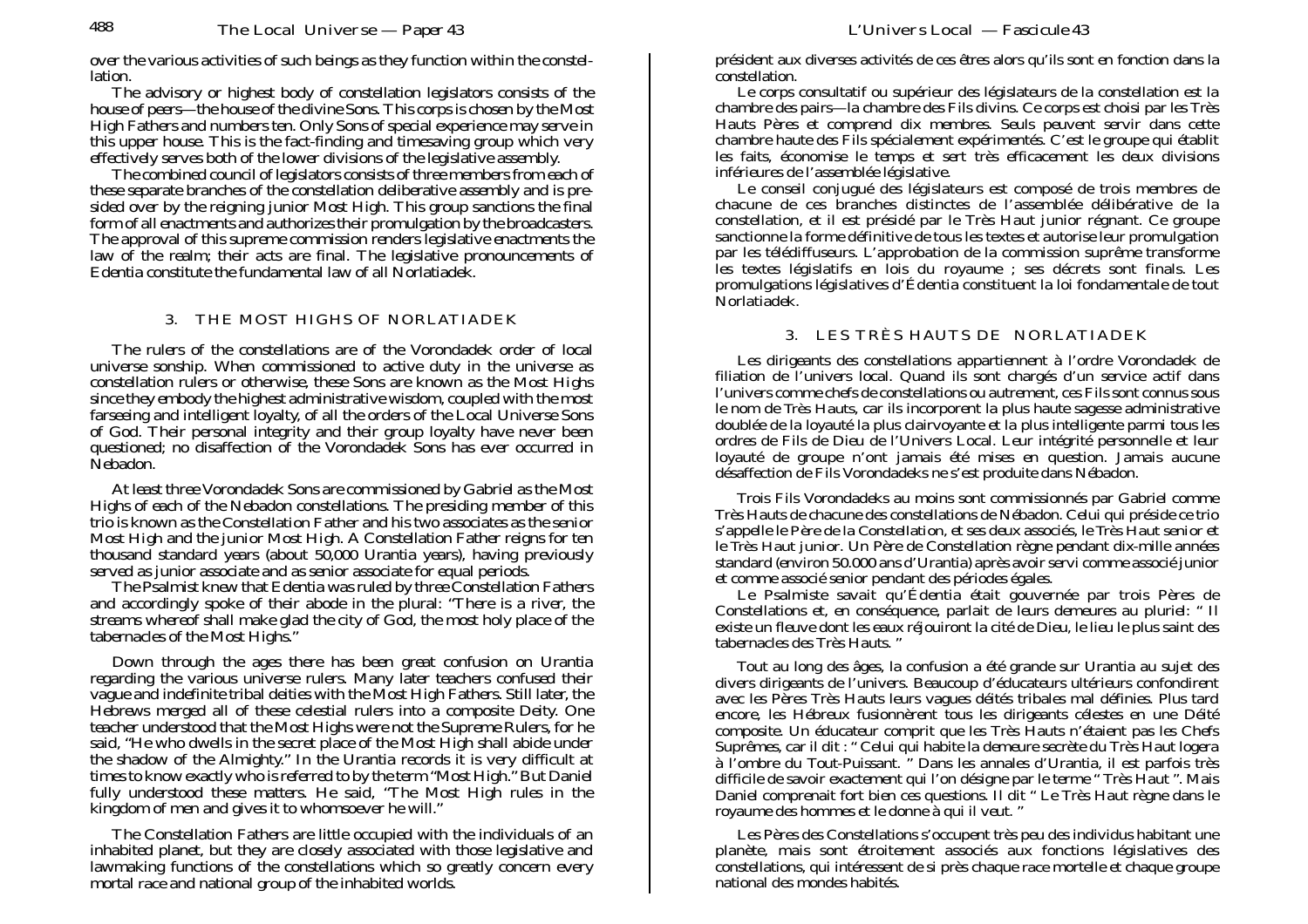over the various activities of such beings as they function within the constellation.

The advisory or highest body of constellation legislators consists of the house of peers—the house of the divine Sons. This corps is chosen by the Most High Fathers and numbers ten. Only Sons of special experience may serve in this upper house. This is the fact-finding and timesaving group which very effectively serves both of the lower divisions of the legislative assembly.

The combined council of legislators consists of three members from each of these separate branches of the constellation deliberative assembly and is presided over by the reigning junior Most High. This group sanctions the final form of all enactments and authorizes their promulgation by the broadcasters. The approval of this supreme commission renders legislative enactments the law of the realm; their acts are final. The legislative pronouncements of Edentia constitute the fundamental law of all Norlatiadek.

### 3. THE MOST HIGHS OF NORLATIADEK

The rulers of the constellations are of the Vorondadek order of local universe sonship. When commissioned to active duty in the universe as constellation rulers or otherwise, these Sons are known as the Most Highs since they embody the highest administrative wisdom, coupled with the most farseeing and intelligent loyalty, of all the orders of the Local Universe Sons of God. Their personal integrity and their group loyalty have never been questioned; no disaffection of the Vorondadek Sons has ever occurred in Nebadon.

At least three Vorondadek Sons are commissioned by Gabriel as the Most Highs of each of the Nebadon constellations. The presiding member of this trio is known as the Constellation Father and his two associates as the senior Most High and the junior Most High. A Constellation Father reigns for ten thousand standard years (about 50,000 Urantia years), having previously served as junior associate and as senior associate for equal periods.

The Psalmist knew that Edentia was ruled by three Constellation Fathers and accordingly spoke of their abode in the plural: "There is a river, the streams whereof shall make glad the city of God, the most holy place of the tabernacles of the Most Highs."

Down through the ages there has been great confusion on Urantia regarding the various universe rulers. Many later teachers confused their vague and indefinite tribal deities with the Most High Fathers. Still later, the Hebrews merged all of these celestial rulers into a composite Deity. One teacher understood that the Most Highs were not the Supreme Rulers, for he said, "He who dwells in the secret place of the Most High shall abide under the shadow of the Almighty." In the Urantia records it is very difficult at times to know exactly who is referred to by the term "Most High." But Daniel fully understood these matters. He said, "The Most High rules in the kingdom of men and gives it to whomsoever he will."

The Constellation Fathers are little occupied with the individuals of an inhabited planet, but they are closely associated with those legislative and lawmaking functions of the constellations which so greatly concern every mortal race and national group of the inhabited worlds.

président aux diverses activités de ces êtres alors qu'ils sont en fonction dans la constellation.

Le corps consultatif ou supérieur des législateurs de la constellation est la chambre des pairs—la chambre des Fils divins. Ce corps est choisi par les Très Hauts Pères et comprend dix membres. Seuls peuvent servir dans cette chambre haute des Fils spécialement expérimentés. C'est le groupe qui établit les faits, économise le temps et sert très efficacement les deux divisions inférieures de l'assemblée législative.

Le conseil conjugué des législateurs est composé de trois membres de chacune de ces branches distinctes de l'assemblée délibérative de la constellation, et il est présidé par le Très Haut junior régnant. Ce groupe sanctionne la forme définitive de tous les textes et autorise leur promulgation par les télédiffuseurs. L'approbation de la commission suprême transforme les textes législatifs en lois du royaume ; ses décrets sont finals. Les promulgations législatives d'Édentia constituent la loi fondamentale de tout Norlatiadek.

### 3. LES TRÈS HAUTS DE NORLATIADEK

Les dirigeants des constellations appartiennent à l'ordre Vorondadek de filiation de l'univers local. Quand ils sont chargés d'un service actif dans l'univers comme chefs de constellations ou autrement, ces Fils sont connus sous le nom de Très Hauts, car ils incorporent la plus haute sagesse administrative doublée de la loyauté la plus clairvoyante et la plus intelligente parmi tous les ordres de Fils de Dieu de l'Univers Local. Leur intégrité personnelle et leur loyauté de groupe n'ont jamais été mises en question. Jamais aucune désaffection de Fils Vorondadeks ne s'est produite dans Nébadon.

Trois Fils Vorondadeks au moins sont commissionnés par Gabriel comme Très Hauts de chacune des constellations de Nébadon. Celui qui préside ce trio s'appelle le Père de la Constellation, et ses deux associés, le Très Haut senior et le Très Haut junior. Un Père de Constellation règne pendant dix-mille années standard (environ 50.000 ans d'Urantia) après avoir servi comme associé junior et comme associé senior pendant des périodes égales.

Le Psalmiste savait qu'Édentia était gouvernée par trois Pères de Constellations et, en conséquence, parlait de leurs demeures au pluriel: " Il existe un fleuve dont les eaux réjouiront la cité de Dieu, le lieu le plus saint des tabernacles des Très Hauts. "

Tout au long des âges, la confusion a été grande sur Urantia au sujet des divers dirigeants de l'univers. Beaucoup d'éducateurs ultérieurs confondirent avec les Pères Très Hauts leurs vagues déités tribales mal définies. Plus tard encore, les Hébreux fusionnèrent tous les dirigeants célestes en une Déité composite. Un éducateur comprit que les Très Hauts n'étaient pas les Chefs Suprêmes, car il dit : " Celui qui habite la demeure secrète du Très Haut logera à l'ombre du Tout-Puissant. " Dans les annales d'Urantia, il est parfois très difficile de savoir exactement qui l'on désigne par le terme " Très Haut ". Mais Daniel comprenait fort bien ces questions. Il dit " Le Très Haut règne dans le royaume des hommes et le donne à qui il veut. "

Les Pères des Constellations s'occupent très peu des individus habitant une planète, mais sont étroitement associés aux fonctions législatives des constellations, qui intéressent de si près chaque race mortelle et chaque groupe national des mondes habités.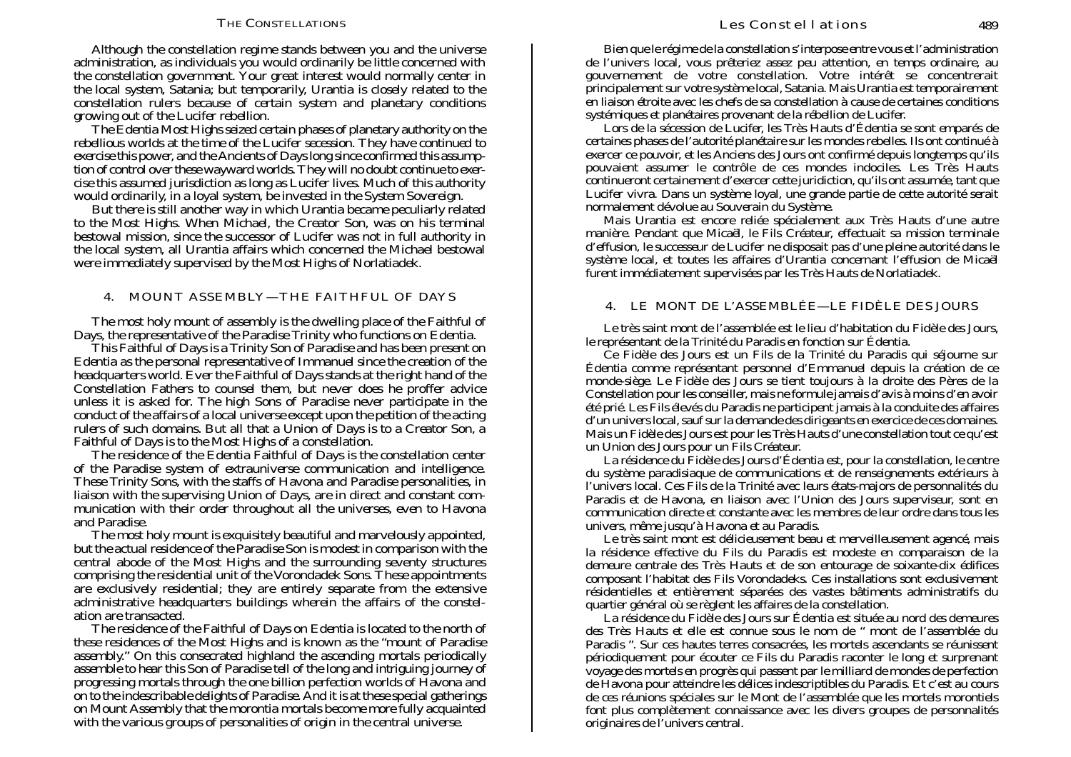Although the constellation regime stands between you and the universe administration, as individuals you would ordinarily be little concerned with the constellation government. Your great interest would normally center in the local system, Satania; but temporarily, Urantia is closely related to the constellation rulers because of certain system and planetary conditions growing out of the Lucifer rebellion.

The Edentia Most Highs seized certain phases of planetary authority on the rebellious worlds at the time of the Lucifer secession. They have continued to exercise this power, and the Ancients of Days long since confirmed this assumption of control over these wayward worlds. They will no doubt continue to exercise this assumed jurisdiction as long as Lucifer lives. Much of this authority would ordinarily, in a loyal system, be invested in the System Sovereign.

But there is still another way in which Urantia became peculiarly related to the Most Highs. When Michael, the Creator Son, was on his terminal bestowal mission, since the successor of Lucifer was not in full authority in the local system, all Urantia affairs which concerned the Michael bestowal were immediately supervised by the Most Highs of Norlatiadek.

## 4. MOUNT ASSEMBLY—THE FAITHFUL OF DAYS

The most holy mount of assembly is the dwelling place of the Faithful of Days, the representative of the Paradise Trinity who functions on Edentia.

This Faithful of Days is a Trinity Son of Paradise and has been present on Edentia as the personal representative of Immanuel since the creation of the headquarters world. Ever the Faithful of Days stands at the right hand of the Constellation Fathers to counsel them, but never does he proffer advice unless it is asked for. The high Sons of Paradise never participate in the conduct of the affairs of a local universe except upon the petition of the acting rulers of such domains. But all that a Union of Days is to a Creator Son, a Faithful of Days is to the Most Highs of a constellation.

The residence of the Edentia Faithful of Days is the constellation center of the Paradise system of extrauniverse communication and intelligence. These Trinity Sons, with the staffs of Havona and Paradise personalities, in liaison with the supervising Union of Days, are in direct and constant communication with their order throughout all the universes, even to Havona and Paradise.

The most holy mount is exquisitely beautiful and marvelously appointed, but the actual residence of the Paradise Son is modest in comparison with the central abode of the Most Highs and the surrounding seventy structures comprising the residential unit of the Vorondadek Sons. These appointments are exclusively residential; they are entirely separate from the extensive administrative headquarters buildings wherein the affairs of the constellation are transacted.

The residence of the Faithful of Days on Edentia is located to the north of these residences of the Most Highs and is known as the "mount of Paradise assembly." On this consecrated highland the ascending mortals periodically assemble to hear this Son of Paradise tell of the long and intriguing journey of progressing mortals through the one billion perfection worlds of Havona and on to the indescribable delights of Paradise. And it is at these special gatherings on Mount Assembly that the morontia mortals become more fully acquainted with the various groups of personalities of origin in the central universe.

Bien que le régime de la constellation s'interpose entre vous et l'administration de l'univers local, vous prêteriez assez peu attention, en temps ordinaire, au gouvernement de votre constellation. Votre intérêt se concentrerait principalement sur votre système local, Satania. Mais Urantia est temporairement en liaison étroite avec les chefs de sa constellation à cause de certaines conditions systémiques et planétaires provenant de la rébellion de Lucifer.

Lors de la sécession de Lucifer, les Très Hauts d'Édentia se sont emparés de certaines phases de l'autorité planétaire sur les mondes rebelles. Ils ont continué à exercer ce pouvoir, et les Anciens des Jours ont confirmé depuis longtemps qu'ils pouvaient assumer le contrôle de ces mondes indociles. Les Très Hauts continueront certainement d'exercer cette juridiction, qu'ils ont assumée, tant que Lucifer vivra. Dans un système loyal, une grande partie de cette autorité serait normalement dévolue au Souverain du Système.

Mais Urantia est encore reliée spécialement aux Très Hauts d'une autre manière. Pendant que Micaël, le Fils Créateur, effectuait sa mission terminale d'effusion, le successeur de Lucifer ne disposait pas d'une pleine autorité dans le système local, et toutes les affaires d'Urantia concernant l'effusion de Micaël furent immédiatement supervisées par les Très Hauts de Norlatiadek.

## 4. LE MONT DE L'ASSEMBLÉE—LE FIDÈLE DES JOURS

Le très saint mont de l'assemblée est le lieu d'habitation du Fidèle des Jours, le représentant de la Trinité du Paradis en fonction sur Édentia.

Ce Fidèle des Jours est un Fils de la Trinité du Paradis qui séjourne sur Édentia comme représentant personnel d'Emmanuel depuis la création de ce monde-siège. Le Fidèle des Jours se tient toujours à la droite des Pères de la Constellation pour les conseiller, mais ne formule jamais d'avis à moins d'en avoir été prié. Les Fils élevés du Paradis ne participent jamais à la conduite des affaires d'un univers local, sauf sur la demande des dirigeants en exercice de ces domaines. Mais un Fidèle des Jours est pour les Très Hauts d'une constellation tout ce qu'est un Union des Jours pour un Fils Créateur.

La résidence du Fidèle des Jours d'Édentia est, pour la constellation, le centre du système paradisiaque de communications et de renseignements extérieurs à l'univers local. Ces Fils de la Trinité avec leurs états-majors de personnalités du Paradis et de Havona, en liaison avec l'Union des Jours superviseur, sont en communication directe et constante avec les membres de leur ordre dans tous les univers, même jusqu'à Havona et au Paradis.

Le très saint mont est délicieusement beau et merveilleusement agencé, mais la résidence effective du Fils du Paradis est modeste en comparaison de la demeure centrale des Très Hauts et de son entourage de soixante-dix édifices composant l'habitat des Fils Vorondadeks. Ces installations sont exclusivement résidentielles et entièrement séparées des vastes bâtiments administratifs du quartier général où se règlent les affaires de la constellation.

La résidence du Fidèle des Jours sur Édentia est située au nord des demeures des Très Hauts et elle est connue sous le nom de " mont de l'assemblée du Paradis ". Sur ces hautes terres consacrées, les mortels ascendants se réunissent périodiquement pour écouter ce Fils du Paradis raconter le long et surprenant voyage des mortels en progrès qui passent par le milliard de mondes de perfection de Havona pour atteindre les délices indescriptibles du Paradis. Et c'est au cours de ces réunions spéciales sur le Mont de l'assemblée que les mortels morontiels font plus complètement connaissance avec les divers groupes de personnalités originaires de l'univers central.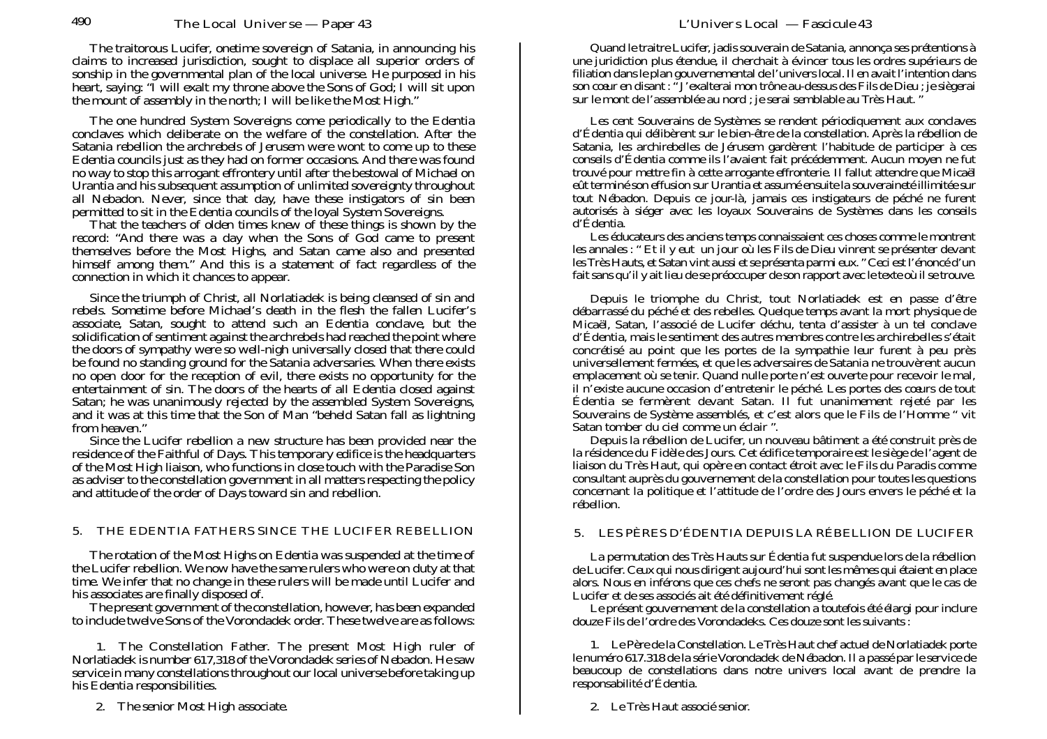The traitorous Lucifer, onetime sovereign of Satania, in announcing his claims to increased jurisdiction, sought to displace all superior orders of sonship in the governmental plan of the local universe. He purposed in his heart, saying: "I will exalt my throne above the Sons of God; I will sit upon the mount of assembly in the north; I will be like the Most High."

The one hundred System Sovereigns come periodically to the Edentia conclaves which deliberate on the welfare of the constellation. After the Satania rebellion the archrebels of Jerusem were wont to come up to these Edentia councils just as they had on former occasions. And there was found no way to stop this arrogant effrontery until after the bestowal of Michael on Urantia and his subsequent assumption of unlimited sovereignty throughout all Nebadon. Never, since that day, have these instigators of sin been permitted to sit in the Edentia councils of the loyal System Sovereigns.

That the teachers of olden times knew of these things is shown by the record: "And there was a day when the Sons of God came to present themselves before the Most Highs, and Satan came also and presented himself among them." And this is a statement of fact regardless of the connection in which it chances to appear.

Since the triumph of Christ, all Norlatiadek is being cleansed of sin and rebels. Sometime before Michael's death in the flesh the fallen Lucifer's associate, Satan, sought to attend such an Edentia conclave, but the solidification of sentiment against the archrebels had reached the point where the doors of sympathy were so well-nigh universally closed that there could be found no standing ground for the Satania adversaries. When there exists no open door for the reception of evil, there exists no opportunity for the entertainment of sin. The doors of the hearts of all Edentia closed against Satan; he was unanimously rejected by the assembled System Sovereigns, and it was at this time that the Son of Man "beheld Satan fall as lightning from heaven."

Since the Lucifer rebellion a new structure has been provided near the residence of the Faithful of Days. This temporary edifice is the headquarters of the Most High liaison, who functions in close touch with the Paradise Son as adviser to the constellation government in all matters respecting the policy and attitude of the order of Days toward sin and rebellion.

## 5. THE EDENTIA FATHERS SINCE THE LUCIFER REBELLION

The rotation of the Most Highs on Edentia was suspended at the time of the Lucifer rebellion. We now have the same rulers who were on duty at that time. We infer that no change in these rulers will be made until Lucifer and his associates are finally disposed of.

The present government of the constellation, however, has been expanded to include twelve Sons of the Vorondadek order. These twelve are as follows:

1. The Constellation Father. The present Most High ruler of Norlatiadek is number 617,318 of the Vorondadek series of Nebadon. He saw service in many constellations throughout our local universe before taking up his Edentia responsibilities.

2. The senior Most High associate.

---

Quand le traitre Lucifer, jadis souverain de Satania, annonça ses prétentions à une juridiction plus étendue, il cherchait à évincer tous les ordres supérieurs de filiation dans le plan gouvernemental de l'univers local. Il en avait l'intention dans son cœur en disant : " J'exalterai mon trône au-dessus des Fils de Dieu ; je siègerai sur le mont de l'assemblée au nord ; je serai semblable au Très Haut. "

Les cent Souverains de Systèmes se rendent périodiquement aux conclaves d'Édentia qui délibèrent sur le bien-être de la constellation. Après la rébellion de Satania, les archirebelles de Jérusem gardèrent l'habitude de participer à ces conseils d'Édentia comme ils l'avaient fait précédemment. Aucun moyen ne fut trouvé pour mettre fin à cette arrogante effronterie. Il fallut attendre que Micaël eût terminé son effusion sur Urantia et assumé ensuite la souveraineté illimitée sur tout Nébadon. Depuis ce jour-là, jamais ces instigateurs de péché ne furent autorisés à siéger avec les loyaux Souverains de Systèmes dans les conseils d'Édentia.

Les éducateurs des anciens temps connaissaient ces choses comme le montrent les annales : " Et il y eut un jour où les Fils de Dieu vinrent se présenter devant les Très Hauts, et Satan vint aussi et se présenta parmi eux. " Ceci est l'énoncé d'un fait sans qu'il y ait lieu de se préoccuper de son rapport avec le texte où il se trouve.

Depuis le triomphe du Christ, tout Norlatiadek est en passe d'être débarrassé du péché et des rebelles. Quelque temps avant la mort physique de Micaël, Satan, l'associé de Lucifer déchu, tenta d'assister à un tel conclave d'Édentia, mais le sentiment des autres membres contre les archirebelles s'était concrétisé au point que les portes de la sympathie leur furent à peu près universellement fermées, et que les adversaires de Satania ne trouvèrent aucun emplacement où se tenir. Quand nulle porte n'est ouverte pour recevoir le mal, il n'existe aucune occasion d'entretenir le péché. Les portes des cœurs de tout Édentia se fermèrent devant Satan. Il fut unanimement rejeté par les Souverains de Système assemblés, et c'est alors que le Fils de l'Homme " vit Satan tomber du ciel comme un éclair ".

Depuis la rébellion de Lucifer, un nouveau bâtiment a été construit près de la résidence du Fidèle des Jours. Cet édifice temporaire est le siège de l'agent de liaison du Très Haut, qui opère en contact étroit avec le Fils du Paradis comme consultant auprès du gouvernement de la constellation pour toutes les questions concernant la politique et l'attitude de l'ordre des Jours envers le péché et la rébellion.

## 5. LES PÈRES D'ÉDENTIA DEPUIS LA RÉBELLION DE LUCIFER

La permutation des Très Hauts sur Édentia fut suspendue lors de la rébellion de Lucifer. Ceux qui nous dirigent aujourd'hui sont les mêmes qui étaient en place alors. Nous en inférons que ces chefs ne seront pas changés avant que le cas de Lucifer et de ses associés ait été définitivement réglé.

Le présent gouvernement de la constellation a toutefois été élargi pour inclure douze Fils de l'ordre des Vorondadeks. Ces douze sont les suivants :

1. Le Père de la Constellation. Le Très Haut chef actuel de Norlatiadek porte le numéro 617.318 de la série Vorondadek de Nébadon. Il a passé par le service de beaucoup de constellations dans notre univers local avant de prendre la responsabilité d'Édentia.

2. Le Très Haut associé senior.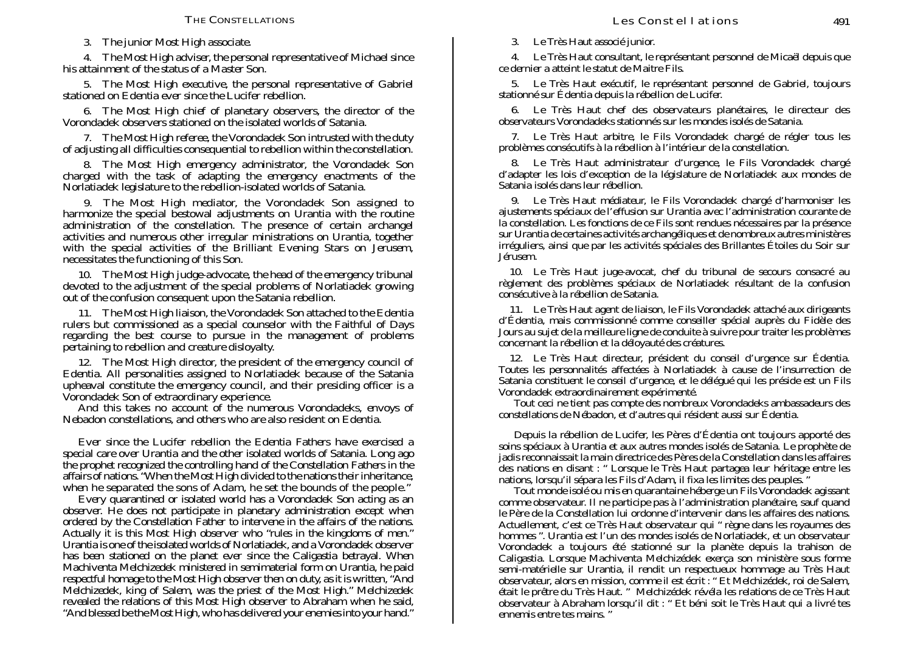3. The junior Most High associate.

4. The Most High adviser, the personal representative of Michael since his attainment of the status of a Master Son.

5. The Most High executive, the personal representative of Gabriel stationed on Edentia ever since the Lucifer rebellion.

6. The Most High chief of planetary observers, the director of the Vorondadek observers stationed on the isolated worlds of Satania.

7. The Most High referee, the Vorondadek Son intrusted with the duty of adjusting all difficulties consequential to rebellion within the constellation.

8. The Most High emergency administrator, the Vorondadek Son charged with the task of adapting the emergency enactments of the Norlatiadek legislature to the rebellion-isolated worlds of Satania.

9. The Most High mediator, the Vorondadek Son assigned to harmonize the special bestowal adjustments on Urantia with the routine administration of the constellation. The presence of certain archangel activities and numerous other irregular ministrations on Urantia, together with the special activities of the Brilliant Evening Stars on Jerusem, necessitates the functioning of this Son.

10. The Most High judge-advocate, the head of the emergency tribunal devoted to the adjustment of the special problems of Norlatiadek growing out of the confusion consequent upon the Satania rebellion.

11. The Most High liaison, the Vorondadek Son attached to the Edentia rulers but commissioned as a special counselor with the Faithful of Days regarding the best course to pursue in the management of problems pertaining to rebellion and creature disloyalty.

12. The Most High director, the president of the emergency council of Edentia. All personalities assigned to Norlatiadek because of the Satania upheaval constitute the emergency council, and their presiding officer is a Vorondadek Son of extraordinary experience.

And this takes no account of the numerous Vorondadeks, envoys of Nebadon constellations, and others who are also resident on Edentia.

Ever since the Lucifer rebellion the Edentia Fathers have exercised a special care over Urantia and the other isolated worlds of Satania. Long ago the prophet recognized the controlling hand of the Constellation Fathers in the affairs of nations. "When the Most High divided to the nations their inheritance, when he separated the sons of Adam, he set the bounds of the people."

Every quarantined or isolated world has a Vorondadek Son acting as an observer. He does not participate in planetary administration except when ordered by the Constellation Father to intervene in the affairs of the nations. Actually it is this Most High observer who "rules in the kingdoms of men." Urantia is one of the isolated worlds of Norlatiadek, and a Vorondadek observer has been stationed on the planet ever since the Caligastia betrayal. When Machiventa Melchizedek ministered in semimaterial form on Urantia, he paid respectful homage to the Most High observer then on duty, as it is written, "And Melchizedek, king of Salem, was the priest of the Most High." Melchizedek revealed the relations of this Most High observer to Abraham when he said, "And blessed be the Most High, who has delivered your enemies into your hand."

3. Le Très Haut associé junior.

4. Le Très Haut consultant, le représentant personnel de Micaël depuis que ce dernier a atteint le statut de Maitre Fils.

5. Le Très Haut exécutif, le représentant personnel de Gabriel, toujours stationné sur Édentia depuis la rébellion de Lucifer.

6. Le Très Haut chef des observateurs planétaires, le directeur des observateurs Vorondadeks stationnés sur les mondes isolés de Satania.

7. Le Très Haut arbitre, le Fils Vorondadek chargé de régler tous les problèmes consécutifs à la rébellion à l'intérieur de la constellation.

8. Le Très Haut administrateur d'urgence, le Fils Vorondadek chargé d'adapter les lois d'exception de la législature de Norlatiadek aux mondes de Satania isolés dans leur rébellion.

9. Le Très Haut médiateur, le Fils Vorondadek chargé d'harmoniser les ajustements spéciaux de l'effusion sur Urantia avec l'administration courante de la constellation. Les fonctions de ce Fils sont rendues nécessaires par la présence sur Urantia de certaines activités archangéliques et de nombreux autres ministères irréguliers, ainsi que par les activités spéciales des Brillantes Étoiles du Soir sur Jérusem.

10. Le Très Haut juge-avocat, chef du tribunal de secours consacré au règlement des problèmes spéciaux de Norlatiadek résultant de la confusion consécutive à la rébellion de Satania.

11. Le Très Haut agent de liaison, le Fils Vorondadek attaché aux dirigeants d'Édentia, mais commissionné comme conseiller spécial auprès du Fidèle des Jours au sujet de la meilleure ligne de conduite à suivre pour traiter les problèmes concernant la rébellion et la déloyauté des créatures.

12. Le Très Haut directeur, président du conseil d'urgence sur Édentia. Toutes les personnalités affectées à Norlatiadek à cause de l'insurrection de Satania constituent le conseil d'urgence, et le délégué qui les préside est un Fils Vorondadek extraordinairement expérimenté.

Tout ceci ne tient pas compte des nombreux Vorondadeks ambassadeurs des constellations de Nébadon, et d'autres qui résident aussi sur Édentia.

Depuis la rébellion de Lucifer, les Pères d'Édentia ont toujours apporté des soins spéciaux à Urantia et aux autres mondes isolés de Satania. Le prophète de jadis reconnaissait la main directrice des Pères de la Constellation dans les affaires des nations en disant : " Lorsque le Très Haut partagea leur héritage entre les nations, lorsqu'il sépara les Fils d'Adam, il fixa les limites des peuples. "

Tout monde isolé ou mis en quarantaine héberge un Fils Vorondadek agissant comme observateur. Il ne participe pas à l'administration planétaire, sauf quand le Père de la Constellation lui ordonne d'intervenir dans les affaires des nations. Actuellement, c'est ce Très Haut observateur qui " règne dans les royaumes des hommes ". Urantia est l'un des mondes isolés de Norlatiadek, et un observateur Vorondadek a toujours été stationné sur la planète depuis la trahison de Caligastia. Lorsque Machiventa Melchizédek exerça son ministère sous forme semi-matérielle sur Urantia, il rendit un respectueux hommage au Très Haut observateur, alors en mission, comme il est écrit : " Et Melchizédek, roi de Salem, était le prêtre du Très Haut. " Melchizédek révéla les relations de ce Très Haut observateur à Abraham lorsqu'il dit : " Et béni soit le Très Haut qui a livré tes ennemis entre tes mains. "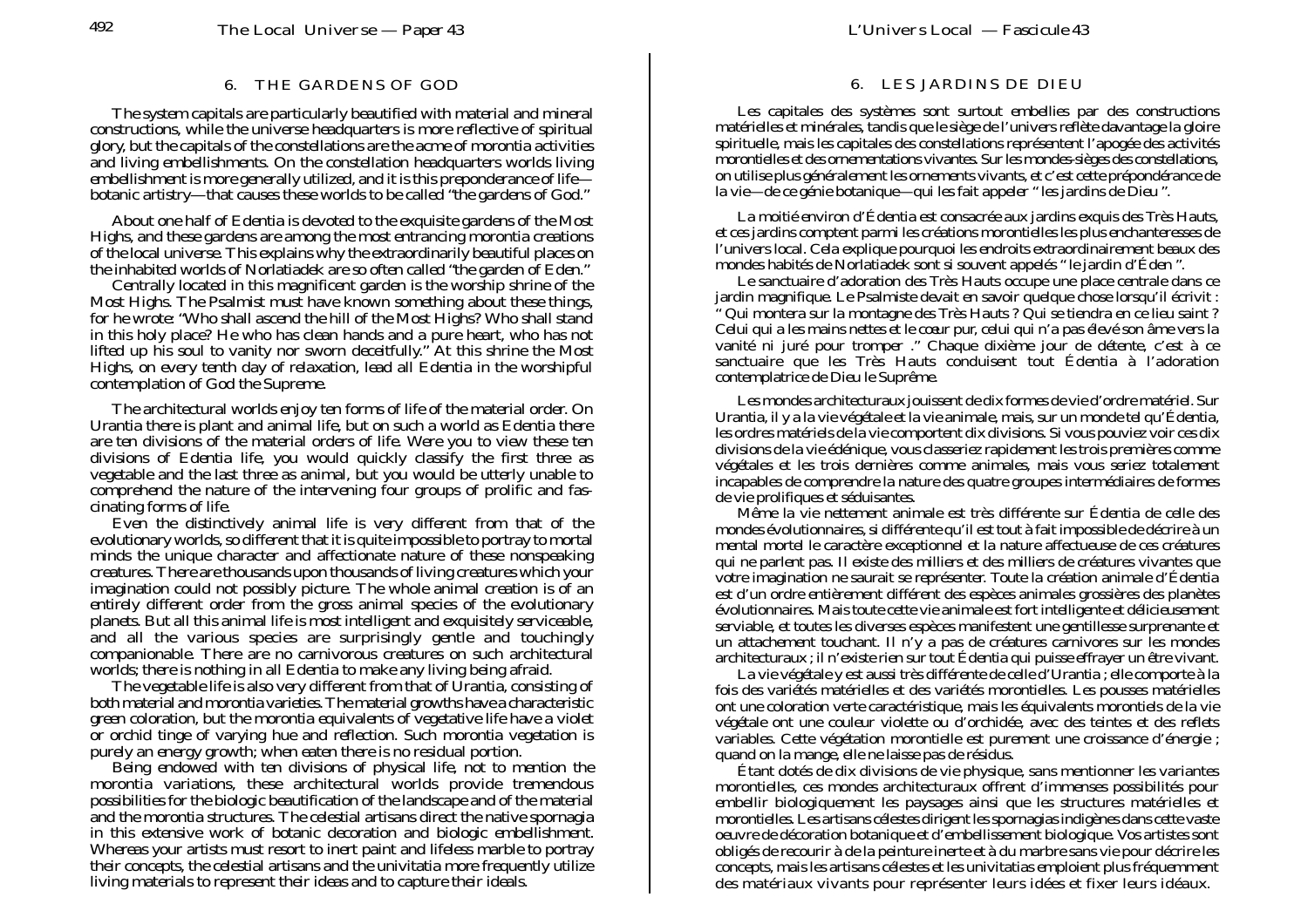## 6. THE GARDENS OF GOD

The system capitals are particularly beautified with material and mineral constructions, while the universe headquarters is more reflective of spiritual glory, but the capitals of the constellations are the acme of morontia activities and living embellishments. On the constellation headquarters worlds living embellishment is more generally utilized, and it is this preponderance of life—botanic artistry—that causes these worlds to be called "the gardens of God."

About one half of Edentia is devoted to the exquisite gardens of the Most Highs, and these gardens are among the most entrancing morontia creations of the local universe. This explains why the extraordinarily beautiful places on the inhabited worlds of Norlatiadek are so often called "the garden of Eden."

Centrally located in this magnificent garden is the worship shrine of the Most Highs. The Psalmist must have known something about these things, for he wrote: "Who shall ascend the hill of the Most Highs? Who shall stand in this holy place? He who has clean hands and a pure heart, who has not lifted up his soul to vanity nor sworn deceitfully." At this shrine the Most Highs, on every tenth day of relaxation, lead all Edentia in the worshipful contemplation of God the Supreme.

The architectural worlds enjoy ten forms of life of the material order. On Urantia there is plant and animal life, but on such a world as Edentia there are ten divisions of the material orders of life. Were you to view these ten divisions of Edentia life, you would quickly classify the first three as vegetable and the last three as animal, but you would be utterly unable to comprehend the nature of the intervening four groups of prolific and fascinating forms of life.

Even the distinctively animal life is very different from that of the evolutionary worlds, so different that it is quite impossible to portray to mortal minds the unique character and affectionate nature of these nonspeaking creatures. There are thousands upon thousands of living creatures which your imagination could not possibly picture. The whole animal creation is of an entirely different order from the gross animal species of the evolutionary planets. But all this animal life is most intelligent and exquisitely serviceable, and all the various species are surprisingly gentle and touchingly companionable. There are no carnivorous creatures on such architectural worlds; there is nothing in all Edentia to make any living being afraid.

The vegetable life is also very different from that of Urantia, consisting of both material and morontia varieties. The material growths have a characteristic green coloration, but the morontia equivalents of vegetative life have a violet or orchid tinge of varying hue and reflection. Such morontia vegetation is purely an energy growth; when eaten there is no residual portion.

Being endowed with ten divisions of physical life, not to mention the morontia variations, these architectural worlds provide tremendous possibilities for the biologic beautification of the landscape and of the material and the morontia structures. The celestial artisans direct the native spornagia in this extensive work of botanic decoration and biologic embellishment. Whereas your artists must resort to inert paint and lifeless marble to portray their concepts, the celestial artisans and the univitatia more frequently utilize living materials to represent their ideas and to capture their ideals.

## 6. LES JARDINS DE DIEU

Les capitales des systèmes sont surtout embellies par des constructions matérielles et minérales, tandis que le siège de l'univers reflète davantage la gloire spirituelle, mais les capitales des constellations représentent l'apogée des activités morontielles et des ornementations vivantes. Sur les mondes-sièges des constellations, on utilise plus généralement les ornements vivants, et c'est cette prépondérance de la vie—de ce génie botanique—qui les fait appeler "les jardins de Dieu".

La moitié environ d'Édentia est consacrée aux jardins exquis des Très Hauts, et ces jardins comptent parmi les créations morontielles les plus enchanteresses de l'univers local. Cela explique pourquoi les endroits extraordinairement beaux des mondes habités de Norlatiadek sont si souvent appelés "le jardin d'Éden".

Le sanctuaire d'adoration des Très Hauts occupe une place centrale dans ce jardin magnifique. Le Psalmiste devait en savoir quelque chose lorsqu'il écrivit : "Qui montera sur la montagne des Très Hauts ? Qui se tiendra en ce lieu saint ? Celui qui a les mains nettes et le cœur pur, celui qui n'a pas élevé son âme vers la vanité ni juré pour tromper." Chaque dixième jour de détente, c'est à ce sanctuaire que les Très Hauts conduisent tout Édentia à l'adoration contemplatrice de Dieu le Suprême.

Les mondes architecturaux jouissent de dix formes de vie d'ordre matériel. Sur Urantia, il y a la vie végétale et la vie animale, mais, sur un monde tel qu'Édentia, les ordres matériels de la vie comportent dix divisions. Si vous pouviez voir ces dix divisions de la vie édénique, vous classeriez rapidement les trois premières comme végétales et les trois dernières comme animales, mais vous seriez totalement incapables de comprendre la nature des quatre groupes intermédiaires de formes de vie prolifiques et séduisantes.

Même la vie nettement animale est très différente sur Édentia de celle des mondes évolutionnaires, si différente qu'il est tout à fait impossible de décrire à un mental mortel le caractère exceptionnel et la nature affectueuse de ces créatures qui ne parlent pas. Il existe des milliers et des milliers de créatures vivantes que votre imagination ne saurait se représenter. Toute la création animale d'Édentia est d'un ordre entièrement différent des espèces animales grossières des planètes évolutionnaires. Mais toute cette vie animale est fort intelligente et délicieusement serviable, et toutes les diverses espèces manifestent une gentillesse surprenante et un attachement touchant. Il n'y a pas de créatures carnivores sur les mondes architecturaux ; il n'existe rien sur tout Édentia qui puisse effrayer un être vivant.

La vie végétale y est aussi très différente de celle d'Urantia ; elle comporte à la fois des variétés matérielles et des variétés morontielles. Les pousses matérielles ont une coloration verte caractéristique, mais les équivalents morontiels de la vie végétale ont une couleur violette ou d'orchidée, avec des teintes et des reflets variables. Cette végétation morontielle est purement une croissance d'énergie ; quand on la mange, elle ne laisse pas de résidus.

Étant dotés de dix divisions de vie physique, sans mentionner les variantes morontielles, ces mondes architecturaux offrent d'immenses possibilités pour embellir biologiquement les paysages ainsi que les structures matérielles et morontielles. Les artisans célestes dirigent les spornagias indigènes dans cette vaste oeuvre de décoration botanique et d'embellissement biologique. Vos artistes sont obligés de recourir à de la peinture inerte et à du marbre sans vie pour décrire les concepts, mais les artisans célestes et les univitatias emploient plus fréquemment des matériaux vivants pour représenter leurs idées et fixer leurs idéaux.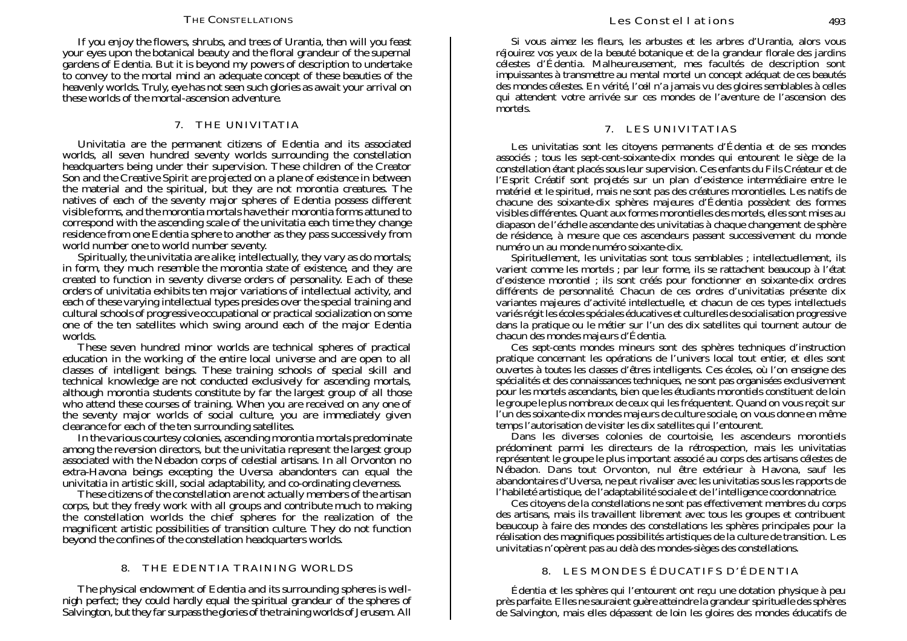If you enjoy the flowers, shrubs, and trees of Urantia, then will you feast your eyes upon the botanical beauty and the floral grandeur of the supernal gardens of Edentia. But it is beyond my powers of description to undertake to convey to the mortal mind an adequate concept of these beauties of the heavenly worlds. Truly, eye has not seen such glories as await your arrival on these worlds of the mortal-ascension adventure.

## 7. THE UNIVITATIA

Univitatia are the permanent citizens of Edentia and its associated worlds, all seven hundred seventy worlds surrounding the constellation headquarters being under their supervision. These children of the Creator Son and the Creative Spirit are projected on a plane of existence in between the material and the spiritual, but they are not morontia creatures. The natives of each of the seventy major spheres of Edentia possess different visible forms, and the morontia mortals have their morontia forms attuned to correspond with the ascending scale of the univitatia each time they change residence from one Edentia sphere to another as they pass successively from world number one to world number seventy.

Spiritually, the univitatia are alike; intellectually, they vary as do mortals; in form, they much resemble the morontia state of existence, and they are created to function in seventy diverse orders of personality. Each of these orders of univitatia exhibits ten major variations of intellectual activity, and each of these varying intellectual types presides over the special training and cultural schools of progressive occupational or practical socialization on some one of the ten satellites which swing around each of the major Edentia worlds.

These seven hundred minor worlds are technical spheres of practical education in the working of the entire local universe and are open to all classes of intelligent beings. These training schools of special skill and technical knowledge are not conducted exclusively for ascending mortals, although morontia students constitute by far the largest group of all those who attend these courses of training. When you are received on any one of the seventy major worlds of social culture, you are immediately given clearance for each of the ten surrounding satellites.

In the various courtesy colonies, ascending morontia mortals predominate among the reversion directors, but the univitatia represent the largest group associated with the Nebadon corps of celestial artisans. In all Orvonton no extra-Havona beings excepting the Uversa abandonters can equal the univitatia in artistic skill, social adaptability, and co-ordinating cleverness.

These citizens of the constellation are not actually members of the artisan corps, but they freely work with all groups and contribute much to making the constellation worlds the chief spheres for the realization of the magnificent artistic possibilities of transition culture. They do not function beyond the confines of the constellation headquarters worlds.

## 8. THE EDENTIA TRAINING WORLDS

The physical endowment of Edentia and its surrounding spheres is well-nigh perfect; they could hardly equal the spiritual grandeur of the spheres of Salvington, but they far surpass the glories of the training worlds of Jerusem. All

Si vous aimez les fleurs, les arbustes et les arbres d'Urantia, alors vous réjouirez vos yeux de la beauté botanique et de la grandeur florale des jardins célestes d'Édentia. Malheureusement, mes facultés de description sont impuissantes à transmettre au mental mortel un concept adéquat de ces beautés des mondes célestes. En vérité, l'œil n'a jamais vu des gloires semblables à celles qui attendent votre arrivée sur ces mondes de l'aventure de l'ascension des mortels.

## 7. LES UNIVITATIAS

Les univitatias sont les citoyens permanents d'Édentia et de ses mondes associés ; tous les sept-cent-soixante-dix mondes qui entourent le siège de la constellation étant placés sous leur supervision. Ces enfants du Fils Créateur et de l'Esprit Créatif sont projetés sur un plan d'existence intermédiaire entre le matériel et le spirituel, mais ne sont pas des créatures morontielles. Les natifs de chacune des soixante-dix sphères majeures d'Édentia possèdent des formes visibles différentes. Quant aux formes morontielles des mortels, elles sont mises au diapason de l'échelle ascendante des univitatias à chaque changement de sphère de résidence, à mesure que ces ascendeurs passent successivement du monde numéro un au monde numéro soixante-dix.

Spirituellement, les univitatias sont tous semblables ; intellectuellement, ils varient comme les mortels ; par leur forme, ils se rattachent beaucoup à l'état d'existence morontiel ; ils sont créés pour fonctionner en soixante-dix ordres différents de personnalité. Chacun de ces ordres d'univitatias présente dix variantes majeures d'activité intellectuelle, et chacun de ces types intellectuels variés régit les écoles spéciales éducatives et culturelles de socialisation progressive dans la pratique ou le métier sur l'un des dix satellites qui tournent autour de chacun des mondes majeurs d'Édentia.

Ces sept-cents mondes mineurs sont des sphères techniques d'instruction pratique concernant les opérations de l'univers local tout entier, et elles sont ouvertes à toutes les classes d'êtres intelligents. Ces écoles, où l'on enseigne des spécialités et des connaissances techniques, ne sont pas organisées exclusivement pour les mortels ascendants, bien que les étudiants morontiels constituent de loin le groupe le plus nombreux de ceux qui les fréquentent. Quand on vous reçoit sur l'un des soixante-dix mondes majeurs de culture sociale, on vous donne en même temps l'autorisation de visiter les dix satellites qui l'entourent.

Dans les diverses colonies de courtoisie, les ascendeurs morontiels prédominent parmi les directeurs de la rétrospection, mais les univitatias représentent le groupe le plus important associé au corps des artisans célestes de Nébadon. Dans tout Orvonton, nul être extérieur à Havona, sauf les abandontaires d'Uversa, ne peut rivaliser avec les univitatias sous les rapports de l'habileté artistique, de l'adaptabilité sociale et de l'intelligence coordonnatrice.

Ces citoyens de la constellations ne sont pas effectivement membres du corps des artisans, mais ils travaillent librement avec tous les groupes et contribuent beaucoup à faire des mondes des constellations les sphères principales pour la réalisation des magnifiques possibilités artistiques de la culture de transition. Les univitatias n'opèrent pas au delà des mondes-sièges des constellations.

## 8. LES MONDES ÉDUCATIFS D'ÉDENTIA

Édentia et les sphères qui l'entourent ont reçu une dotation physique à peu près parfaite. Elles ne sauraient guère atteindre la grandeur spirituelle des sphères de Salvington, mais elles dépassent de loin les gloires des mondes éducatifs de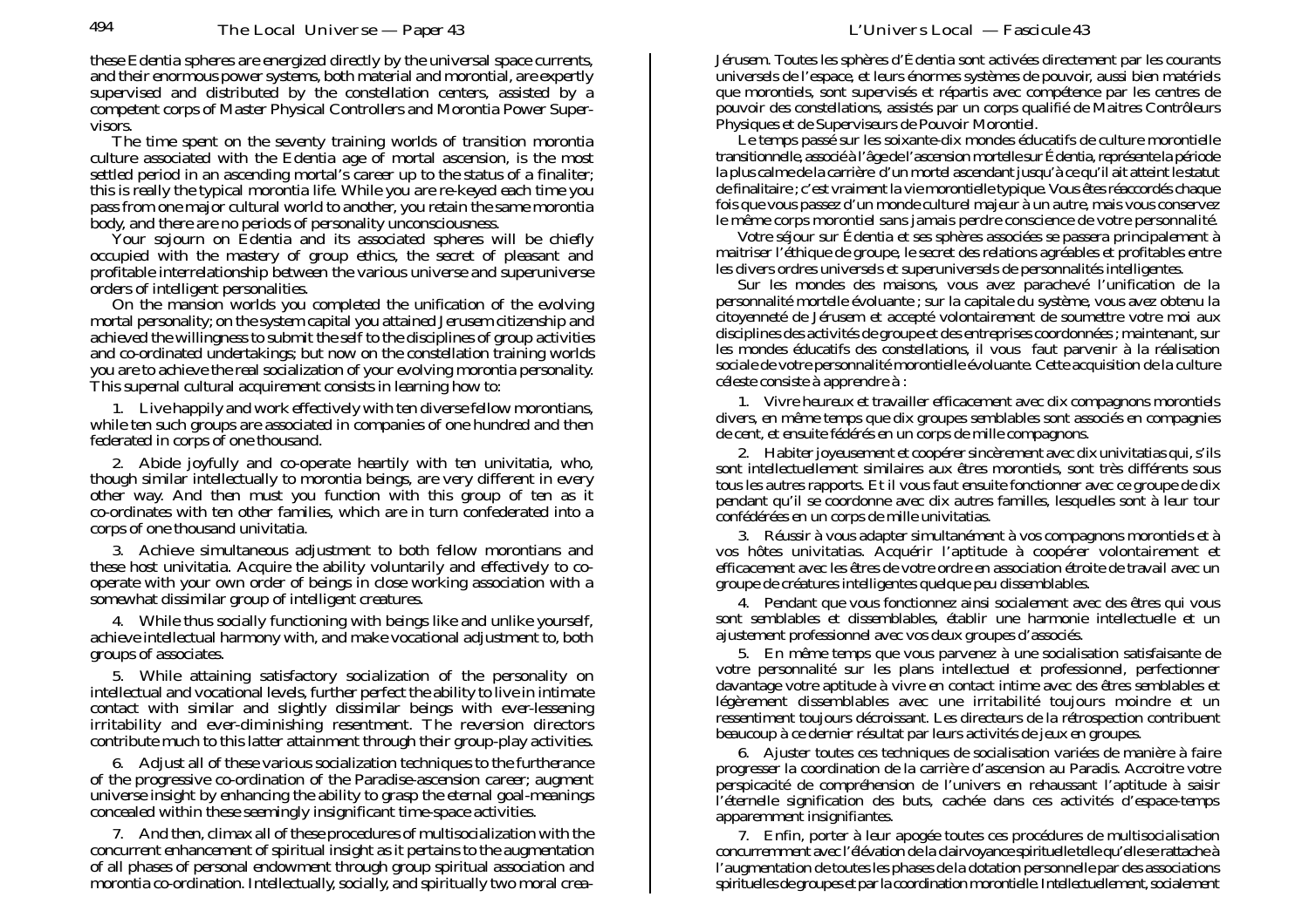these Edentia spheres are energized directly by the universal space currents, and their enormous power systems, both material and morontial, are expertly supervised and distributed by the constellation centers, assisted by a competent corps of Master Physical Controllers and Morontia Power Supervisors.

The time spent on the seventy training worlds of transition morontia culture associated with the Edentia age of mortal ascension, is the most settled period in an ascending mortal's career up to the status of a finaliter; this is really the typical morontia life. While you are re-keyed each time you pass from one major cultural world to another, you retain the same morontia body, and there are no periods of personality unconsciousness.

Your sojourn on Edentia and its associated spheres will be chiefly occupied with the mastery of group ethics, the secret of pleasant and profitable interrelationship between the various universe and superuniverse orders of intelligent personalities.

On the mansion worlds you completed the unification of the evolving mortal personality; on the system capital you attained Jerusem citizenship and achieved the willingness to submit the self to the disciplines of group activities and co-ordinated undertakings; but now on the constellation training worlds you are to achieve the real socialization of your evolving morontia personality. This supernal cultural acquirement consists in learning how to:

1. Live happily and work effectively with ten diverse fellow morontians, while ten such groups are associated in companies of one hundred and then federated in corps of one thousand.

2. Abide joyfully and co-operate heartily with ten univitatia, who, though similar intellectually to morontia beings, are very different in every other way. And then must you function with this group of ten as it co-ordinates with ten other families, which are in turn confederated into a corps of one thousand univitatia.

3. Achieve simultaneous adjustment to both fellow morontians and these host univitatia. Acquire the ability voluntarily and effectively to co-operate with your own order of beings in close working association with a somewhat dissimilar group of intelligent creatures.

4. While thus socially functioning with beings like and unlike yourself, achieve intellectual harmony with, and make vocational adjustment to, both groups of associates.

5. While attaining satisfactory socialization of the personality on intellectual and vocational levels, further perfect the ability to live in intimate contact with similar and slightly dissimilar beings with ever-lessening irritability and ever-diminishing resentment. The reversion directors contribute much to this latter attainment through their group-play activities.

6. Adjust all of these various socialization techniques to the furtherance of the progressive co-ordination of the Paradise-ascension career; augment universe insight by enhancing the ability to grasp the eternal goal-meanings concealed within these seemingly insignificant time-space activities.

7. And then, climax all of these procedures of multisocialization with the concurrent enhancement of spiritual insight as it pertains to the augmentation of all phases of personal endowment through group spiritual association and morontia co-ordination. Intellectually, socially, and spiritually two moral crea-

Jérusem. Toutes les sphères d'Édentia sont activées directement par les courants universels de l'espace, et leurs énormes systèmes de pouvoir, aussi bien matériels que morontiels, sont supervisés et répartis avec compétence par les centres de pouvoir des constellations, assistés par un corps qualifié de Maitres Contrôleurs Physiques et de Superviseurs de Pouvoir Morontiel.

Le temps passé sur les soixante-dix mondes éducatifs de culture morontielle transitionnelle, associé à l'âge de l'ascension mortelle sur Édentia, représente la période la plus calme de la carrière d'un mortel ascendant jusqu'à ce qu'il ait atteint le statut de finalitaire ; c'est vraiment la vie morontielle typique. Vous êtes réaccordés chaque fois que vous passez d'un monde culturel majeur à un autre, mais vous conservez le même corps morontiel sans jamais perdre conscience de votre personnalité.

Votre séjour sur Édentia et ses sphères associées se passera principalement à maitriser l'éthique de groupe, le secret des relations agréables et profitables entre les divers ordres universels et superuniversels de personnalités intelligentes.

Sur les mondes des maisons, vous avez parachevé l'unification de la personnalité mortelle évoluante ; sur la capitale du système, vous avez obtenu la citoyenneté de Jérusem et accepté volontairement de soumettre votre moi aux disciplines des activités de groupe et des entreprises coordonnées ; maintenant, sur les mondes éducatifs des constellations, il vous faut parvenir à la réalisation sociale de votre personnalité morontielle évoluante. Cette acquisition de la culture céleste consiste à apprendre à :

1. Vivre heureux et travailler efficacement avec dix compagnons morontiels divers, en même temps que dix groupes semblables sont associés en compagnies de cent, et ensuite fédérés en un corps de mille compagnons.

2. Habiter joyeusement et coopérer sincèrement avec dix univitatias qui, s'ils sont intellectuellement similaires aux êtres morontiels, sont très différents sous tous les autres rapports. Et il vous faut ensuite fonctionner avec ce groupe de dix pendant qu'il se coordonne avec dix autres familles, lesquelles sont à leur tour confédérées en un corps de mille univitatias.

3. Réussir à vous adapter simultanément à vos compagnons morontiels et à vos hôtes univitatias. Acquérir l'aptitude à coopérer volontairement et efficacement avec les êtres de votre ordre en association étroite de travail avec un groupe de créatures intelligentes quelque peu dissemblables.

4. Pendant que vous fonctionnez ainsi socialement avec des êtres qui vous sont semblables et dissemblables, établir une harmonie intellectuelle et un ajustement professionnel avec vos deux groupes d'associés.

5. En même temps que vous parvenez à une socialisation satisfaisante de votre personnalité sur les plans intellectuel et professionnel, perfectionner davantage votre aptitude à vivre en contact intime avec des êtres semblables et légèrement dissemblables avec une irritabilité toujours moindre et un ressentiment toujours décroissant. Les directeurs de la rétrospection contribuent beaucoup à ce dernier résultat par leurs activités de jeux en groupes.

6. Ajuster toutes ces techniques de socialisation variées de manière à faire progresser la coordination de la carrière d'ascension au Paradis. Accroitre votre perspicacité de compréhension de l'univers en rehaussant l'aptitude à saisir l'éternelle signification des buts, cachée dans ces activités d'espace-temps apparemment insignifiantes.

7. Enfin, porter à leur apogée toutes ces procédures de multisocialisation concurremment avec l'élévation de la clairvoyance spirituelle telle qu'elle se rattache à l'augmentation de toutes les phases de la dotation personnelle par des associations spirituelles de groupes et par la coordination morontielle. Intellectuellement, socialement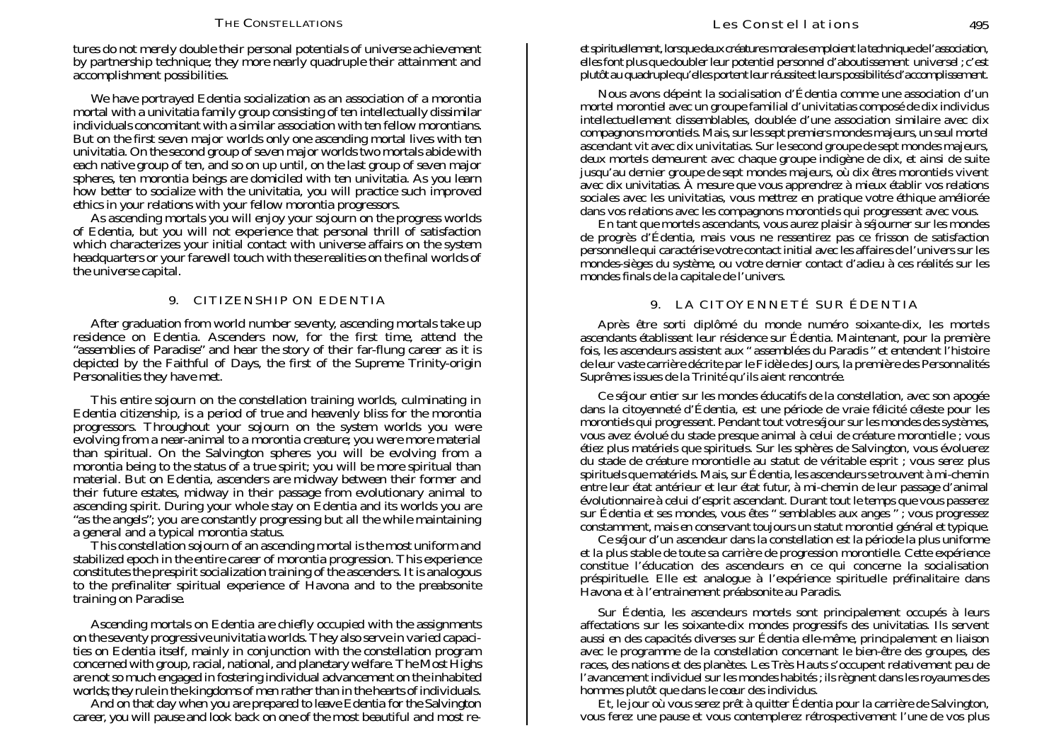tures do not merely double their personal potentials of universe achievement by partnership technique; they more nearly quadruple their attainment and accomplishment possibilities.

We have portrayed Edentia socialization as an association of a morontia mortal with a univitatia family group consisting of ten intellectually dissimilar individuals concomitant with a similar association with ten fellow morontians. But on the first seven major worlds only one ascending mortal lives with ten univitatia. On the second group of seven major worlds two mortals abide with each native group of ten, and so on up until, on the last group of seven major spheres, ten morontia beings are domiciled with ten univitatia. As you learn how better to socialize with the univitatia, you will practice such improved ethics in your relations with your fellow morontia progressors.

As ascending mortals you will enjoy your sojourn on the progress worlds of Edentia, but you will not experience that personal thrill of satisfaction which characterizes your initial contact with universe affairs on the system headquarters or your farewell touch with these realities on the final worlds of the universe capital.

## 9. CITIZENSHIP ON EDENTIA

After graduation from world number seventy, ascending mortals take up residence on Edentia. Ascenders now, for the first time, attend the "assemblies of Paradise" and hear the story of their far-flung career as it is depicted by the Faithful of Days, the first of the Supreme Trinity-origin Personalities they have met.

This entire sojourn on the constellation training worlds, culminating in Edentia citizenship, is a period of true and heavenly bliss for the morontia progressors. Throughout your sojourn on the system worlds you were evolving from a near-animal to a morontia creature; you were more material than spiritual. On the Salvington spheres you will be evolving from a morontia being to the status of a true spirit; you will be more spiritual than material. But on Edentia, ascenders are midway between their former and their future estates, midway in their passage from evolutionary animal to ascending spirit. During your whole stay on Edentia and its worlds you are "as the angels"; you are constantly progressing but all the while maintaining a general and a typical morontia status.

This constellation sojourn of an ascending mortal is the most uniform and stabilized epoch in the entire career of morontia progression. This experience constitutes the prespirit socialization training of the ascenders. It is analogous to the prefinaliter spiritual experience of Havona and to the preabsonite training on Paradise.

Ascending mortals on Edentia are chiefly occupied with the assignments on the seventy progressive univitatia worlds. They also serve in varied capacities on Edentia itself, mainly in conjunction with the constellation program concerned with group, racial, national, and planetary welfare. The Most Highs are not so much engaged in fostering individual advancement on the inhabited worlds; they rule in the kingdoms of men rather than in the hearts of individuals.

And on that day when you are prepared to leave Edentia for the Salvington career, you will pause and look back on one of the most beautiful and most re-

et spirituellement, lorsque deux créatures morales emploient la technique de l'association, elles font plus que doubler leur potentiel personnel d'aboutissement universel ; c'est plutôt au quadruple qu'elles portent leur réussite et leurs possibilités d'accomplissement.

Nous avons dépeint la socialisation d'Édentia comme une association d'un mortel morontiel avec un groupe familial d'univitatias composé de dix individus intellectuellement dissemblables, doublée d'une association similaire avec dix compagnons morontiels. Mais, sur les sept premiers mondes majeurs, un seul mortel ascendant vit avec dix univitatias. Sur le second groupe de sept mondes majeurs, deux mortels demeurent avec chaque groupe indigène de dix, et ainsi de suite jusqu'au dernier groupe de sept mondes majeurs, où dix êtres morontiels vivent avec dix univitatias. À mesure que vous apprendrez à mieux établir vos relations sociales avec les univitatias, vous mettrez en pratique votre éthique améliorée dans vos relations avec les compagnons morontiels qui progressent avec vous.

En tant que mortels ascendants, vous aurez plaisir à séjourner sur les mondes de progrès d'Édentia, mais vous ne ressentirez pas ce frisson de satisfaction personnelle qui caractérise votre contact initial avec les affaires de l'univers sur les mondes-sièges du système, ou votre dernier contact d'adieu à ces réalités sur les mondes finals de la capitale de l'univers.

## 9. LA CITOYENNETÉ SUR ÉDENTIA

Après être sorti diplômé du monde numéro soixante-dix, les mortels ascendants établissent leur résidence sur Édentia. Maintenant, pour la première fois, les ascendeurs assistent aux " assemblées du Paradis " et entendent l'histoire de leur vaste carrière décrite par le Fidèle des Jours, la première des Personnalités Suprêmes issues de la Trinité qu'ils aient rencontrée.

Ce séjour entier sur les mondes éducatifs de la constellation, avec son apogée dans la citoyenneté d'Édentia, est une période de vraie félicité céleste pour les morontiels qui progressent. Pendant tout votre séjour sur les mondes des systèmes, vous avez évolué du stade presque animal à celui de créature morontielle ; vous étiez plus matériels que spirituels. Sur les sphères de Salvington, vous évoluerez du stade de créature morontielle au statut de véritable esprit ; vous serez plus spirituels que matériels. Mais, sur Édentia, les ascendeurs se trouvent à mi-chemin entre leur état antérieur et leur état futur, à mi-chemin de leur passage d'animal évolutionnaire à celui d'esprit ascendant. Durant tout le temps que vous passerez sur Édentia et ses mondes, vous êtes " semblables aux anges " ; vous progressez constamment, mais en conservant toujours un statut morontiel général et typique.

Ce séjour d'un ascendeur dans la constellation est la période la plus uniforme et la plus stable de toute sa carrière de progression morontielle. Cette expérience constitue l'éducation des ascendeurs en ce qui concerne la socialisation préspirituelle. Elle est analogue à l'expérience spirituelle préfinalitaire dans Havona et à l'entrainement préabsonite au Paradis.

Sur Édentia, les ascendeurs mortels sont principalement occupés à leurs affectations sur les soixante-dix mondes progressifs des univitatias. Ils servent aussi en des capacités diverses sur Édentia elle-même, principalement en liaison avec le programme de la constellation concernant le bien-être des groupes, des races, des nations et des planètes. Les Très Hauts s'occupent relativement peu de l'avancement individuel sur les mondes habités ; ils règnent dans les royaumes des hommes plutôt que dans le cœur des individus.

Et, le jour où vous serez prêt à quitter Édentia pour la carrière de Salvington, vous ferez une pause et vous contemplerez rétrospectivement l'une de vos plus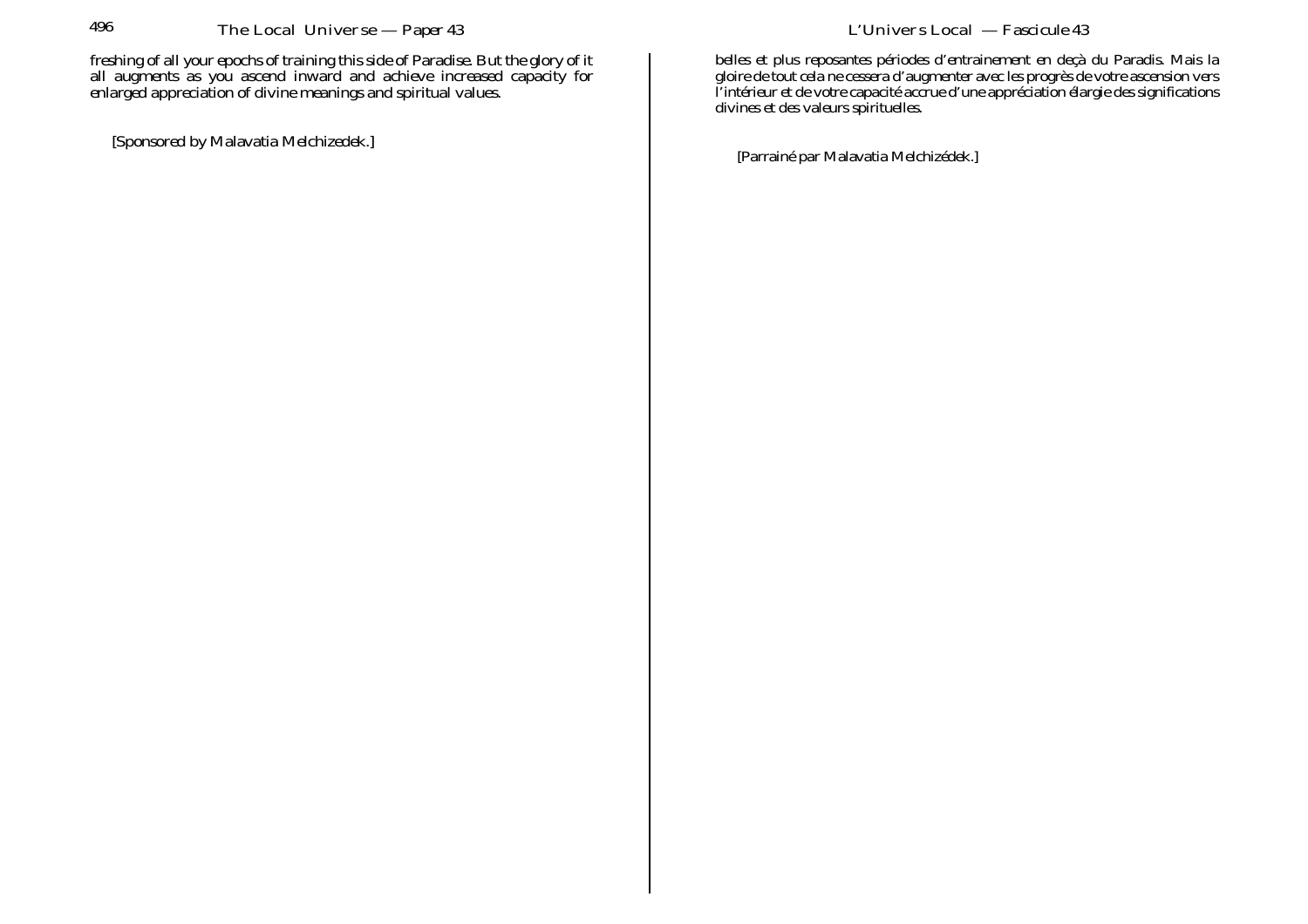freshing of all your epochs of training this side of Paradise. But the glory of it all augments as you ascend inward and achieve increased capacity for enlarged appreciation of divine meanings and spiritual values.

[Sponsored by Malavatia Melchizedek.]

belles et plus reposantes périodes d'entrainement en deçà du Paradis. Mais la gloire de tout cela ne cessera d'augmenter avec les progrès de votre ascension vers l'intérieur et de votre capacité accrue d'une appréciation élargie des significations divines et des valeurs spirituelles.

[Parrainé par Malavatia Melchizédek.]